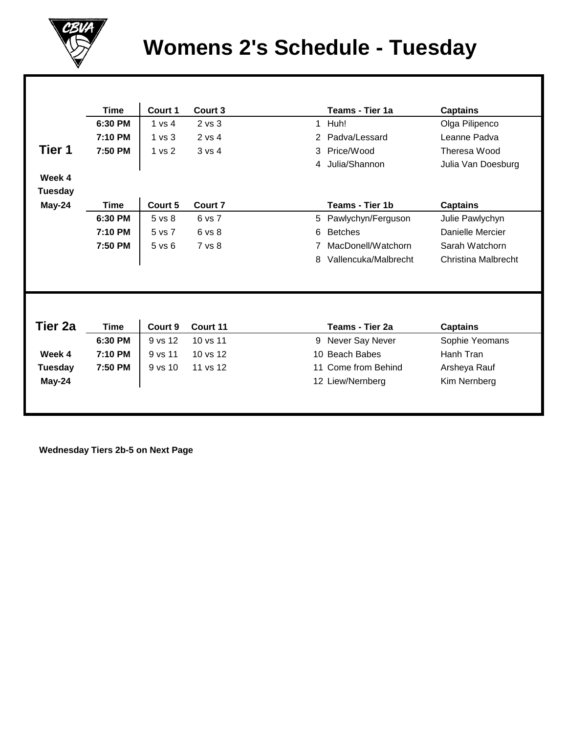# Womens 2's Schedule - Tuesday

## Tier 1

Week 4
Tuesday
May-24

| Time | Court 1 | Court 3 | | Teams - Tier 1a | Captains |
|---|---|---|---|---|---|
| 6:30 PM | 1 vs 4 | 2 vs 3 | 1 | Huh! | Olga Pilipenco |
| 7:10 PM | 1 vs 3 | 2 vs 4 | 2 | Padva/Lessard | Leanne Padva |
| 7:50 PM | 1 vs 2 | 3 vs 4 | 3 | Price/Wood | Theresa Wood |
| | | | 4 | Julia/Shannon | Julia Van Doesburg |

| Time | Court 5 | Court 7 | | Teams - Tier 1b | Captains |
|---|---|---|---|---|---|
| 6:30 PM | 5 vs 8 | 6 vs 7 | 5 | Pawlychyn/Ferguson | Julie Pawlychyn |
| 7:10 PM | 5 vs 7 | 6 vs 8 | 6 | Betches | Danielle Mercier |
| 7:50 PM | 5 vs 6 | 7 vs 8 | 7 | MacDonell/Watchorn | Sarah Watchorn |
| | | | 8 | Vallencuka/Malbrecht | Christina Malbrecht |

## Tier 2a

Week 4
Tuesday
May-24

| Time | Court 9 | Court 11 | | Teams - Tier 2a | Captains |
|---|---|---|---|---|---|
| 6:30 PM | 9 vs 12 | 10 vs 11 | 9 | Never Say Never | Sophie Yeomans |
| 7:10 PM | 9 vs 11 | 10 vs 12 | 10 | Beach Babes | Hanh Tran |
| 7:50 PM | 9 vs 10 | 11 vs 12 | 11 | Come from Behind | Arsheya Rauf |
| | | | 12 | Liew/Nernberg | Kim Nernberg |

**Wednesday Tiers 2b-5 on Next Page**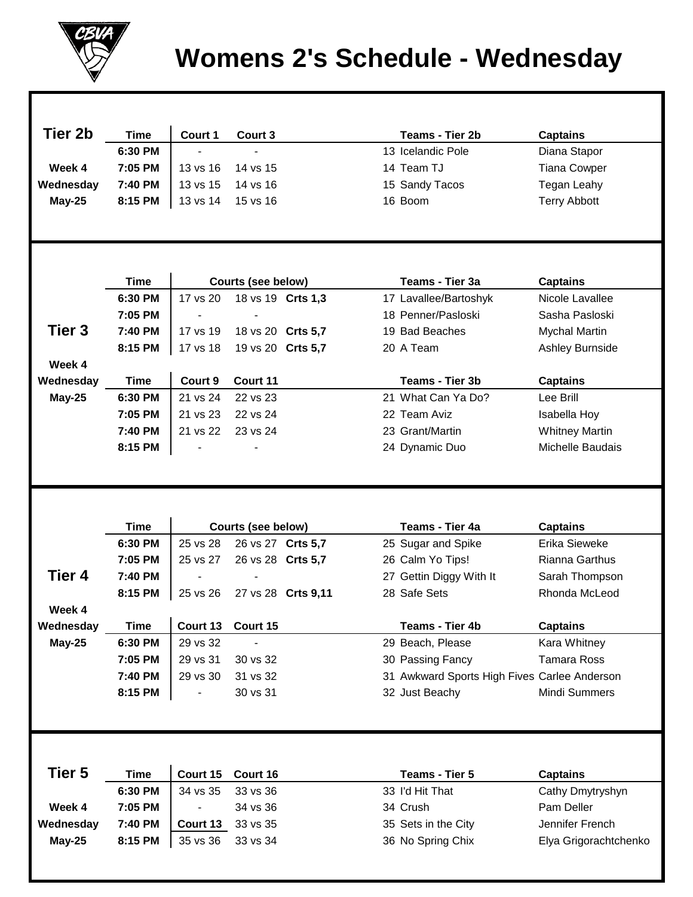# Womens 2's Schedule - Wednesday

## Tier 2b

Week 4
Wednesday
May-25

| Time | Court 1 | Court 3 | | Teams - Tier 2b | Captains |
|---|---|---|---|---|---|
| 6:30 PM | - | - | | 13 Icelandic Pole | Diana Stapor |
| 7:05 PM | 13 vs 16 | 14 vs 15 | | 14 Team TJ | Tiana Cowper |
| 7:40 PM | 13 vs 15 | 14 vs 16 | | 15 Sandy Tacos | Tegan Leahy |
| 8:15 PM | 13 vs 14 | 15 vs 16 | | 16 Boom | Terry Abbott |

## Tier 3

Week 4
Wednesday
May-25

| Time | Courts (see below) | | | Teams - Tier 3a | Captains |
|---|---|---|---|---|---|
| 6:30 PM | 17 vs 20 | 18 vs 19 | **Crts 1,3** | 17 Lavallee/Bartoshyk | Nicole Lavallee |
| 7:05 PM | - | - | | 18 Penner/Pasloski | Sasha Pasloski |
| 7:40 PM | 17 vs 19 | 18 vs 20 | **Crts 5,7** | 19 Bad Beaches | Mychal Martin |
| 8:15 PM | 17 vs 18 | 19 vs 20 | **Crts 5,7** | 20 A Team | Ashley Burnside |

| Time | Court 9 | Court 11 | | Teams - Tier 3b | Captains |
|---|---|---|---|---|---|
| 6:30 PM | 21 vs 24 | 22 vs 23 | | 21 What Can Ya Do? | Lee Brill |
| 7:05 PM | 21 vs 23 | 22 vs 24 | | 22 Team Aviz | Isabella Hoy |
| 7:40 PM | 21 vs 22 | 23 vs 24 | | 23 Grant/Martin | Whitney Martin |
| 8:15 PM | - | - | | 24 Dynamic Duo | Michelle Baudais |

## Tier 4

Week 4
Wednesday
May-25

| Time | Courts (see below) | | | Teams - Tier 4a | Captains |
|---|---|---|---|---|---|
| 6:30 PM | 25 vs 28 | 26 vs 27 | **Crts 5,7** | 25 Sugar and Spike | Erika Sieweke |
| 7:05 PM | 25 vs 27 | 26 vs 28 | **Crts 5,7** | 26 Calm Yo Tips! | Rianna Garthus |
| 7:40 PM | - | - | | 27 Gettin Diggy With It | Sarah Thompson |
| 8:15 PM | 25 vs 26 | 27 vs 28 | **Crts 9,11** | 28 Safe Sets | Rhonda McLeod |

| Time | Court 13 | Court 15 | | Teams - Tier 4b | Captains |
|---|---|---|---|---|---|
| 6:30 PM | 29 vs 32 | - | | 29 Beach, Please | Kara Whitney |
| 7:05 PM | 29 vs 31 | 30 vs 32 | | 30 Passing Fancy | Tamara Ross |
| 7:40 PM | 29 vs 30 | 31 vs 32 | | 31 Awkward Sports High Fives | Carlee Anderson |
| 8:15 PM | - | 30 vs 31 | | 32 Just Beachy | Mindi Summers |

## Tier 5

Week 4
Wednesday
May-25

| Time | Court 15 | Court 16 | | Teams - Tier 5 | Captains |
|---|---|---|---|---|---|
| 6:30 PM | 34 vs 35 | 33 vs 36 | | 33 I'd Hit That | Cathy Dmytryshyn |
| 7:05 PM | - | 34 vs 36 | | 34 Crush | Pam Deller |
| 7:40 PM | **Court 13** | 33 vs 35 | | 35 Sets in the City | Jennifer French |
| 8:15 PM | 35 vs 36 | 33 vs 34 | | 36 No Spring Chix | Elya Grigorachtchenko |